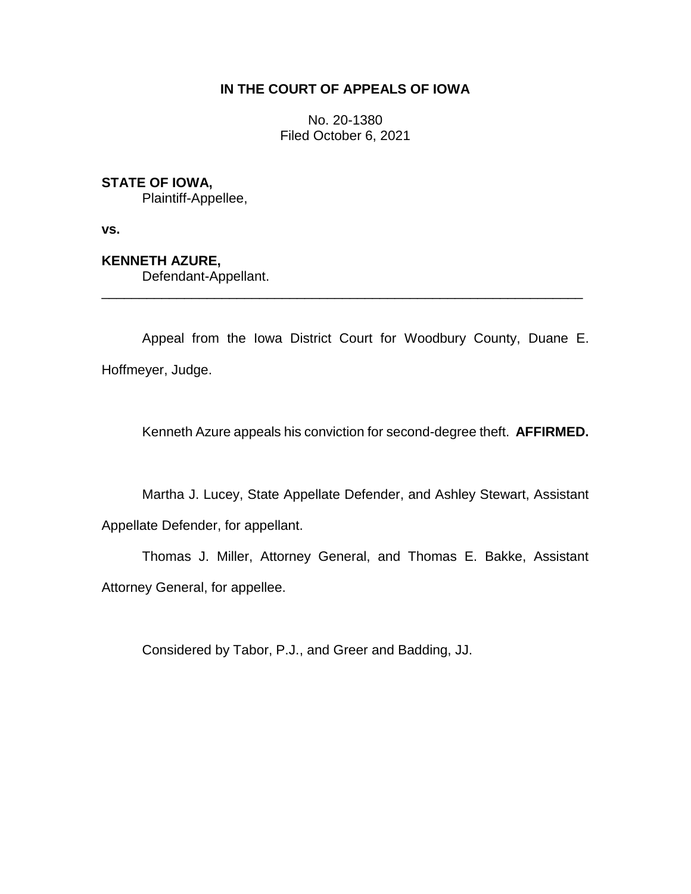# IN THE COURT OF APPEALS OF IOWA

No. 20-1380
Filed October 6, 2021

**STATE OF IOWA,**
Plaintiff-Appellee,

**vs.**

**KENNETH AZURE,**
Defendant-Appellant.

---

Appeal from the Iowa District Court for Woodbury County, Duane E. Hoffmeyer, Judge.

Kenneth Azure appeals his conviction for second-degree theft. **AFFIRMED.**

Martha J. Lucey, State Appellate Defender, and Ashley Stewart, Assistant Appellate Defender, for appellant.

Thomas J. Miller, Attorney General, and Thomas E. Bakke, Assistant Attorney General, for appellee.

Considered by Tabor, P.J., and Greer and Badding, JJ.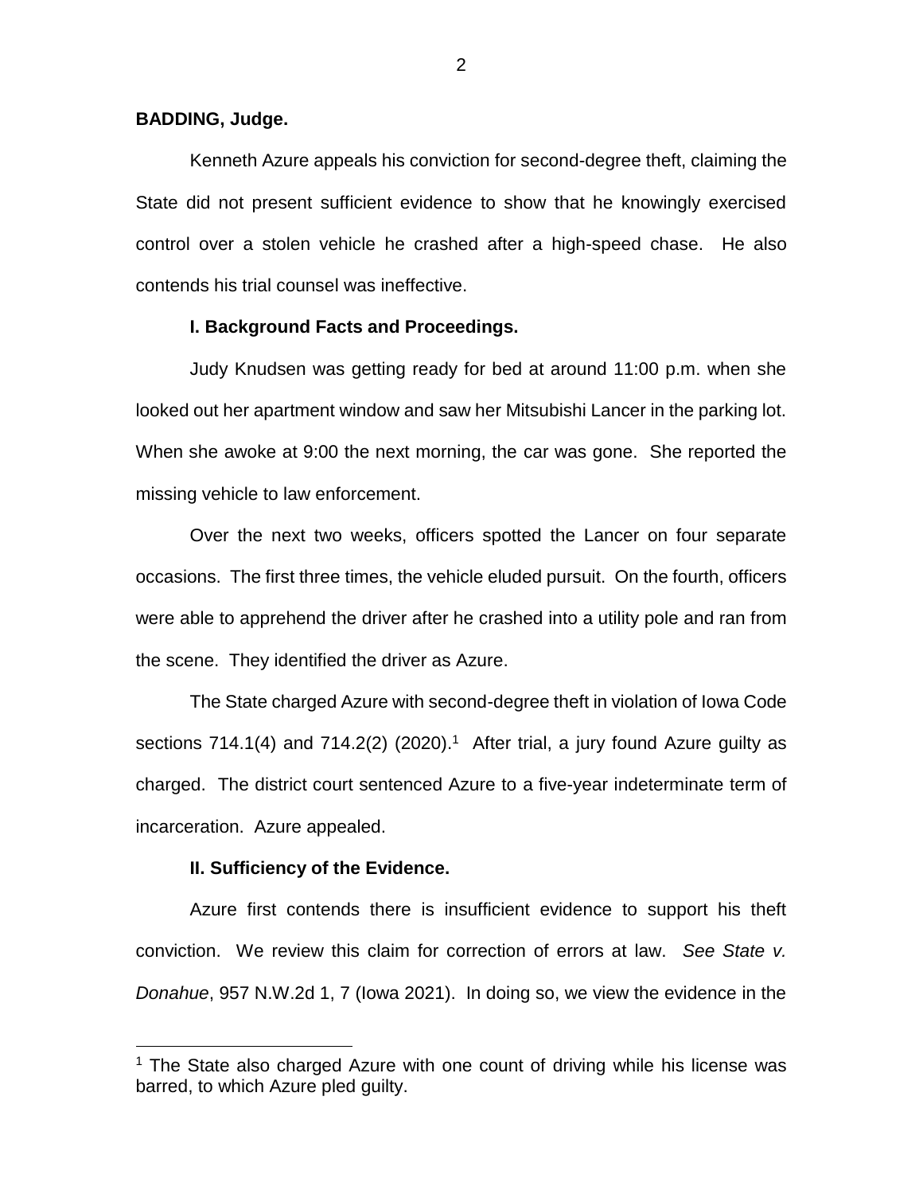**BADDING, Judge.**

Kenneth Azure appeals his conviction for second-degree theft, claiming the State did not present sufficient evidence to show that he knowingly exercised control over a stolen vehicle he crashed after a high-speed chase. He also contends his trial counsel was ineffective.

**I. Background Facts and Proceedings.**

Judy Knudsen was getting ready for bed at around 11:00 p.m. when she looked out her apartment window and saw her Mitsubishi Lancer in the parking lot. When she awoke at 9:00 the next morning, the car was gone. She reported the missing vehicle to law enforcement.

Over the next two weeks, officers spotted the Lancer on four separate occasions. The first three times, the vehicle eluded pursuit. On the fourth, officers were able to apprehend the driver after he crashed into a utility pole and ran from the scene. They identified the driver as Azure.

The State charged Azure with second-degree theft in violation of Iowa Code sections 714.1(4) and 714.2(2) (2020).[1] After trial, a jury found Azure guilty as charged. The district court sentenced Azure to a five-year indeterminate term of incarceration. Azure appealed.

**II. Sufficiency of the Evidence.**

Azure first contends there is insufficient evidence to support his theft conviction. We review this claim for correction of errors at law. *See State v. Donahue*, 957 N.W.2d 1, 7 (Iowa 2021). In doing so, we view the evidence in the

[1] The State also charged Azure with one count of driving while his license was barred, to which Azure pled guilty.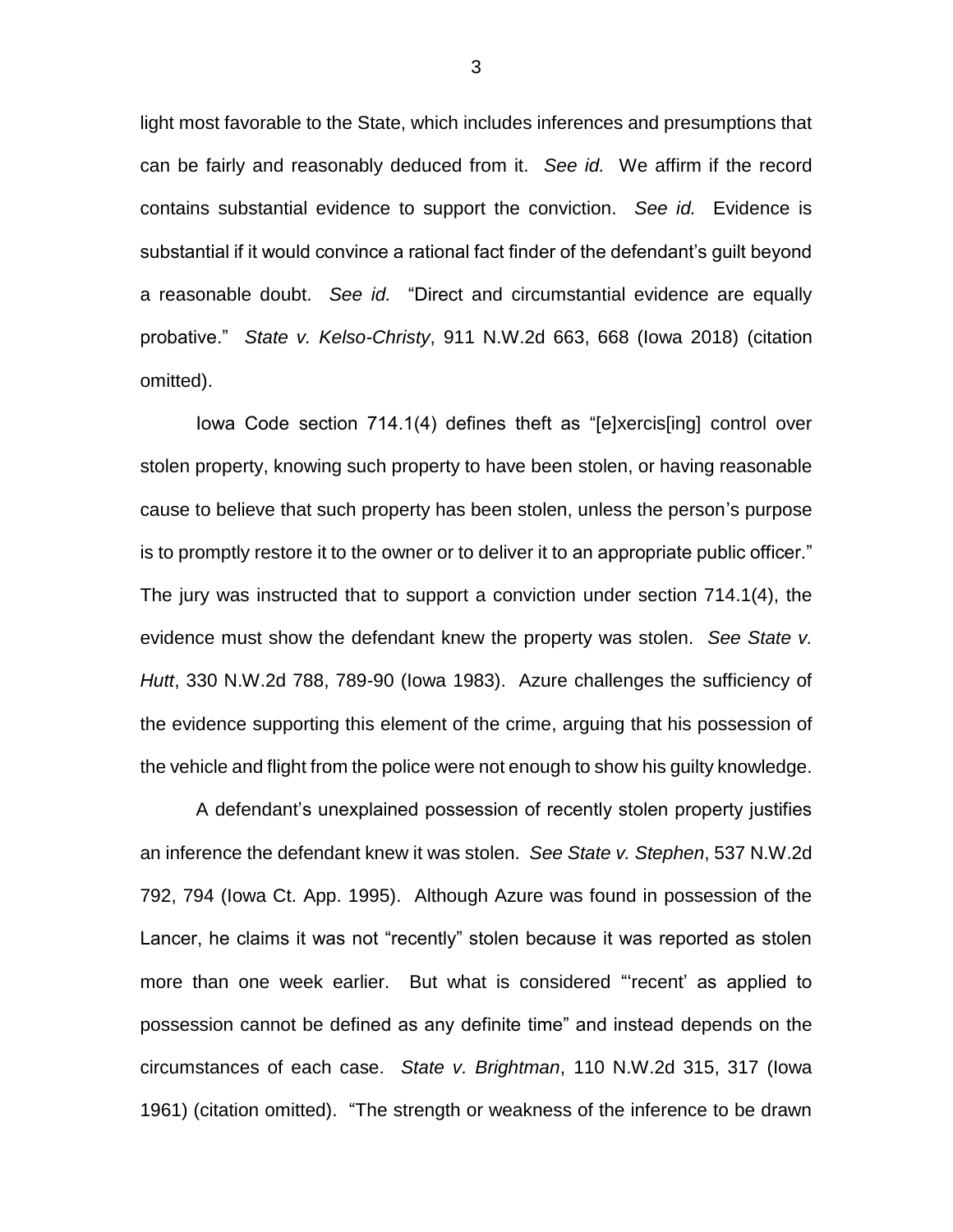light most favorable to the State, which includes inferences and presumptions that can be fairly and reasonably deduced from it. *See id.* We affirm if the record contains substantial evidence to support the conviction. *See id.* Evidence is substantial if it would convince a rational fact finder of the defendant's guilt beyond a reasonable doubt. *See id.* "Direct and circumstantial evidence are equally probative." *State v. Kelso-Christy*, 911 N.W.2d 663, 668 (Iowa 2018) (citation omitted).

Iowa Code section 714.1(4) defines theft as "[e]xercis[ing] control over stolen property, knowing such property to have been stolen, or having reasonable cause to believe that such property has been stolen, unless the person's purpose is to promptly restore it to the owner or to deliver it to an appropriate public officer." The jury was instructed that to support a conviction under section 714.1(4), the evidence must show the defendant knew the property was stolen. *See State v. Hutt*, 330 N.W.2d 788, 789-90 (Iowa 1983). Azure challenges the sufficiency of the evidence supporting this element of the crime, arguing that his possession of the vehicle and flight from the police were not enough to show his guilty knowledge.

A defendant's unexplained possession of recently stolen property justifies an inference the defendant knew it was stolen. *See State v. Stephen*, 537 N.W.2d 792, 794 (Iowa Ct. App. 1995). Although Azure was found in possession of the Lancer, he claims it was not "recently" stolen because it was reported as stolen more than one week earlier. But what is considered "'recent' as applied to possession cannot be defined as any definite time" and instead depends on the circumstances of each case. *State v. Brightman*, 110 N.W.2d 315, 317 (Iowa 1961) (citation omitted). "The strength or weakness of the inference to be drawn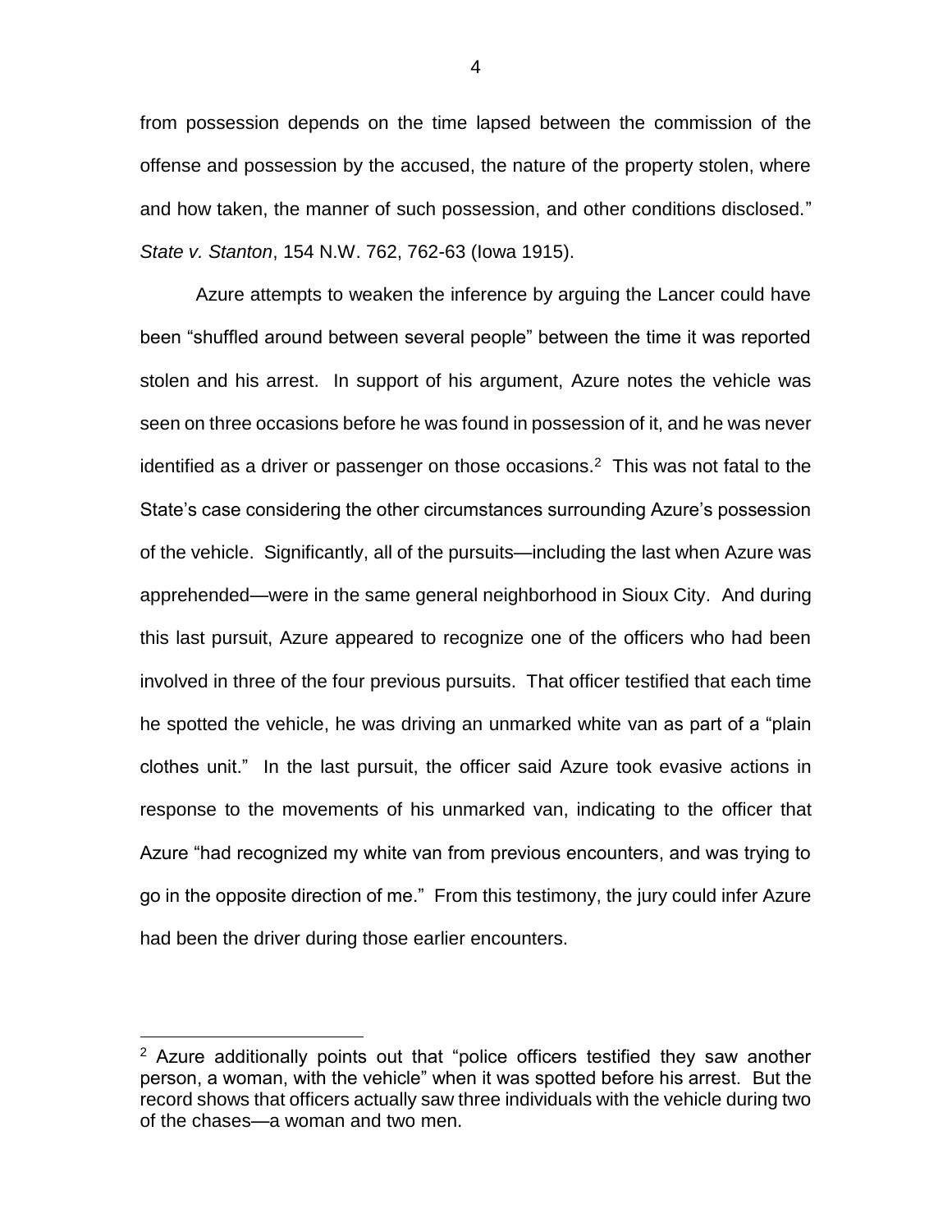from possession depends on the time lapsed between the commission of the offense and possession by the accused, the nature of the property stolen, where and how taken, the manner of such possession, and other conditions disclosed." *State v. Stanton*, 154 N.W. 762, 762-63 (Iowa 1915).

Azure attempts to weaken the inference by arguing the Lancer could have been "shuffled around between several people" between the time it was reported stolen and his arrest. In support of his argument, Azure notes the vehicle was seen on three occasions before he was found in possession of it, and he was never identified as a driver or passenger on those occasions.[2] This was not fatal to the State's case considering the other circumstances surrounding Azure's possession of the vehicle. Significantly, all of the pursuits—including the last when Azure was apprehended—were in the same general neighborhood in Sioux City. And during this last pursuit, Azure appeared to recognize one of the officers who had been involved in three of the four previous pursuits. That officer testified that each time he spotted the vehicle, he was driving an unmarked white van as part of a "plain clothes unit." In the last pursuit, the officer said Azure took evasive actions in response to the movements of his unmarked van, indicating to the officer that Azure "had recognized my white van from previous encounters, and was trying to go in the opposite direction of me." From this testimony, the jury could infer Azure had been the driver during those earlier encounters.

---

[2] Azure additionally points out that "police officers testified they saw another person, a woman, with the vehicle" when it was spotted before his arrest. But the record shows that officers actually saw three individuals with the vehicle during two of the chases—a woman and two men.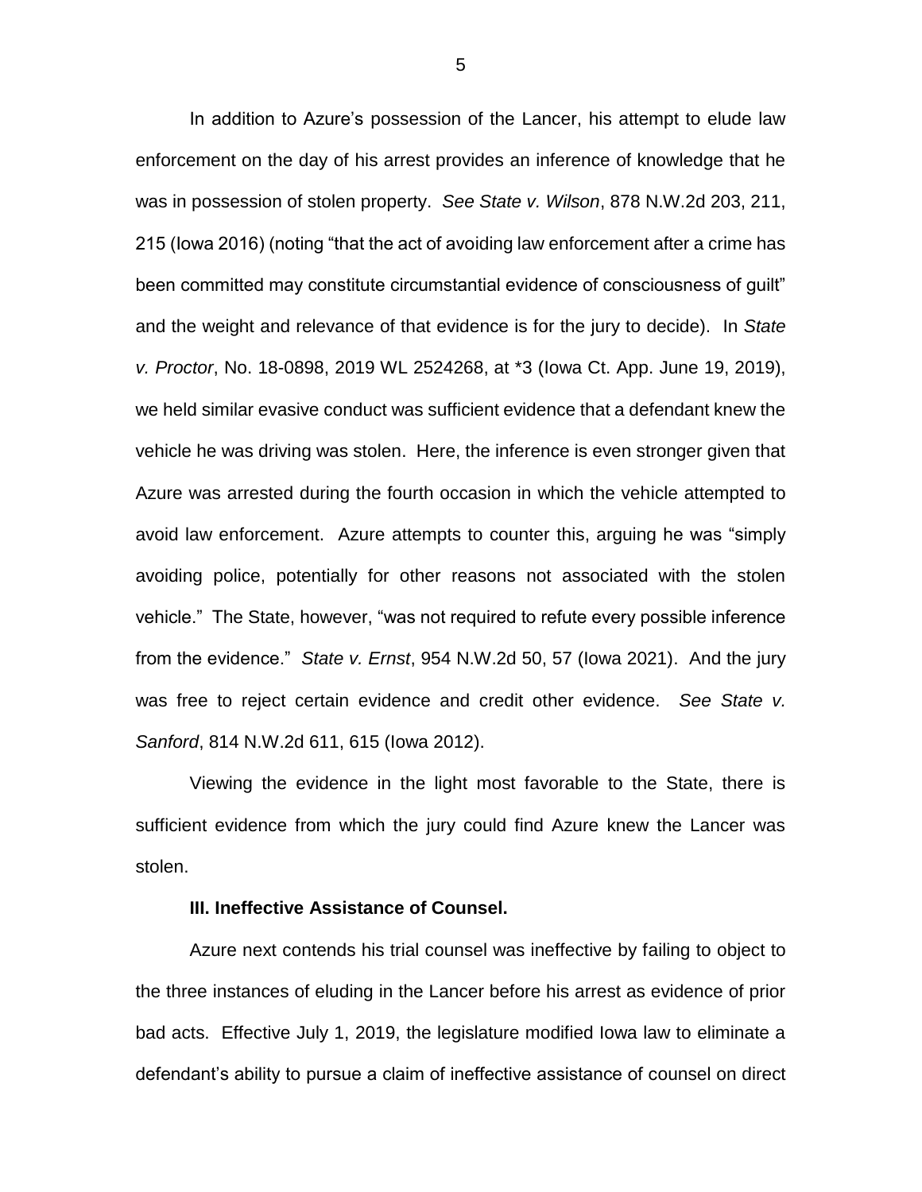In addition to Azure's possession of the Lancer, his attempt to elude law enforcement on the day of his arrest provides an inference of knowledge that he was in possession of stolen property. *See State v. Wilson*, 878 N.W.2d 203, 211, 215 (Iowa 2016) (noting "that the act of avoiding law enforcement after a crime has been committed may constitute circumstantial evidence of consciousness of guilt" and the weight and relevance of that evidence is for the jury to decide). In *State v. Proctor*, No. 18-0898, 2019 WL 2524268, at *3 (Iowa Ct. App. June 19, 2019), we held similar evasive conduct was sufficient evidence that a defendant knew the vehicle he was driving was stolen. Here, the inference is even stronger given that Azure was arrested during the fourth occasion in which the vehicle attempted to avoid law enforcement. Azure attempts to counter this, arguing he was "simply avoiding police, potentially for other reasons not associated with the stolen vehicle." The State, however, "was not required to refute every possible inference from the evidence." *State v. Ernst*, 954 N.W.2d 50, 57 (Iowa 2021). And the jury was free to reject certain evidence and credit other evidence. *See State v. Sanford*, 814 N.W.2d 611, 615 (Iowa 2012).

Viewing the evidence in the light most favorable to the State, there is sufficient evidence from which the jury could find Azure knew the Lancer was stolen.

### III. Ineffective Assistance of Counsel.

Azure next contends his trial counsel was ineffective by failing to object to the three instances of eluding in the Lancer before his arrest as evidence of prior bad acts. Effective July 1, 2019, the legislature modified Iowa law to eliminate a defendant's ability to pursue a claim of ineffective assistance of counsel on direct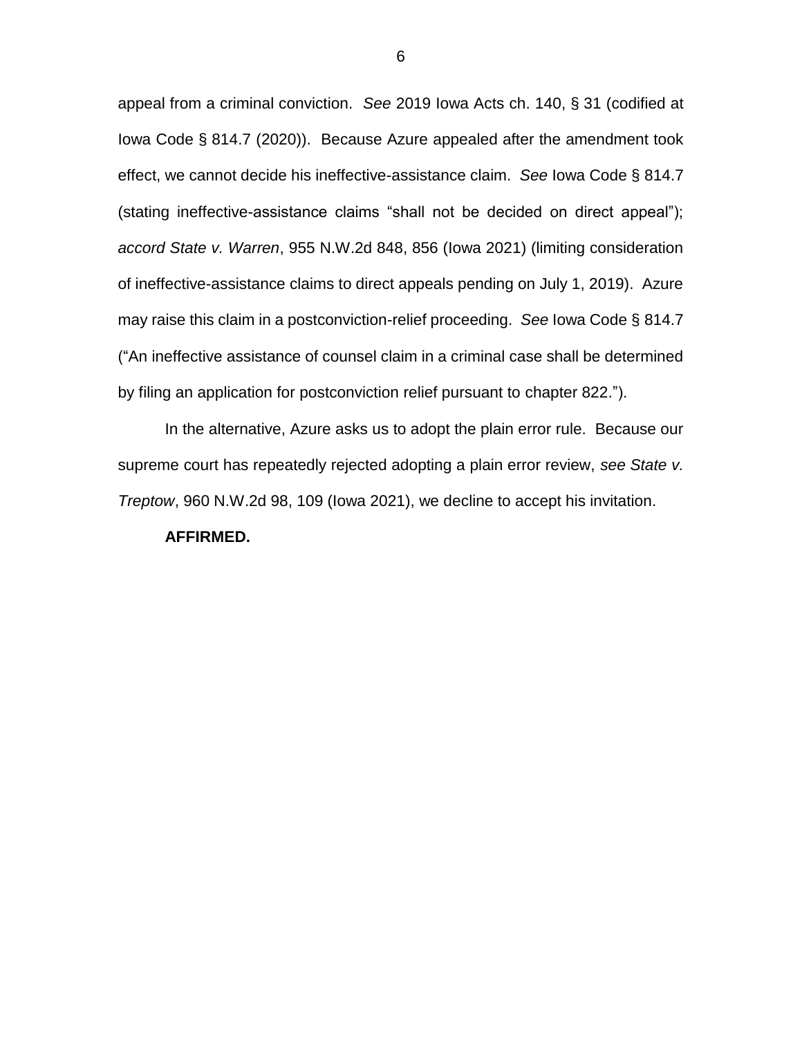appeal from a criminal conviction. *See* 2019 Iowa Acts ch. 140, § 31 (codified at Iowa Code § 814.7 (2020)). Because Azure appealed after the amendment took effect, we cannot decide his ineffective-assistance claim. *See* Iowa Code § 814.7 (stating ineffective-assistance claims "shall not be decided on direct appeal"); *accord State v. Warren*, 955 N.W.2d 848, 856 (Iowa 2021) (limiting consideration of ineffective-assistance claims to direct appeals pending on July 1, 2019). Azure may raise this claim in a postconviction-relief proceeding. *See* Iowa Code § 814.7 ("An ineffective assistance of counsel claim in a criminal case shall be determined by filing an application for postconviction relief pursuant to chapter 822.").

In the alternative, Azure asks us to adopt the plain error rule. Because our supreme court has repeatedly rejected adopting a plain error review, *see State v. Treptow*, 960 N.W.2d 98, 109 (Iowa 2021), we decline to accept his invitation.

**AFFIRMED.**